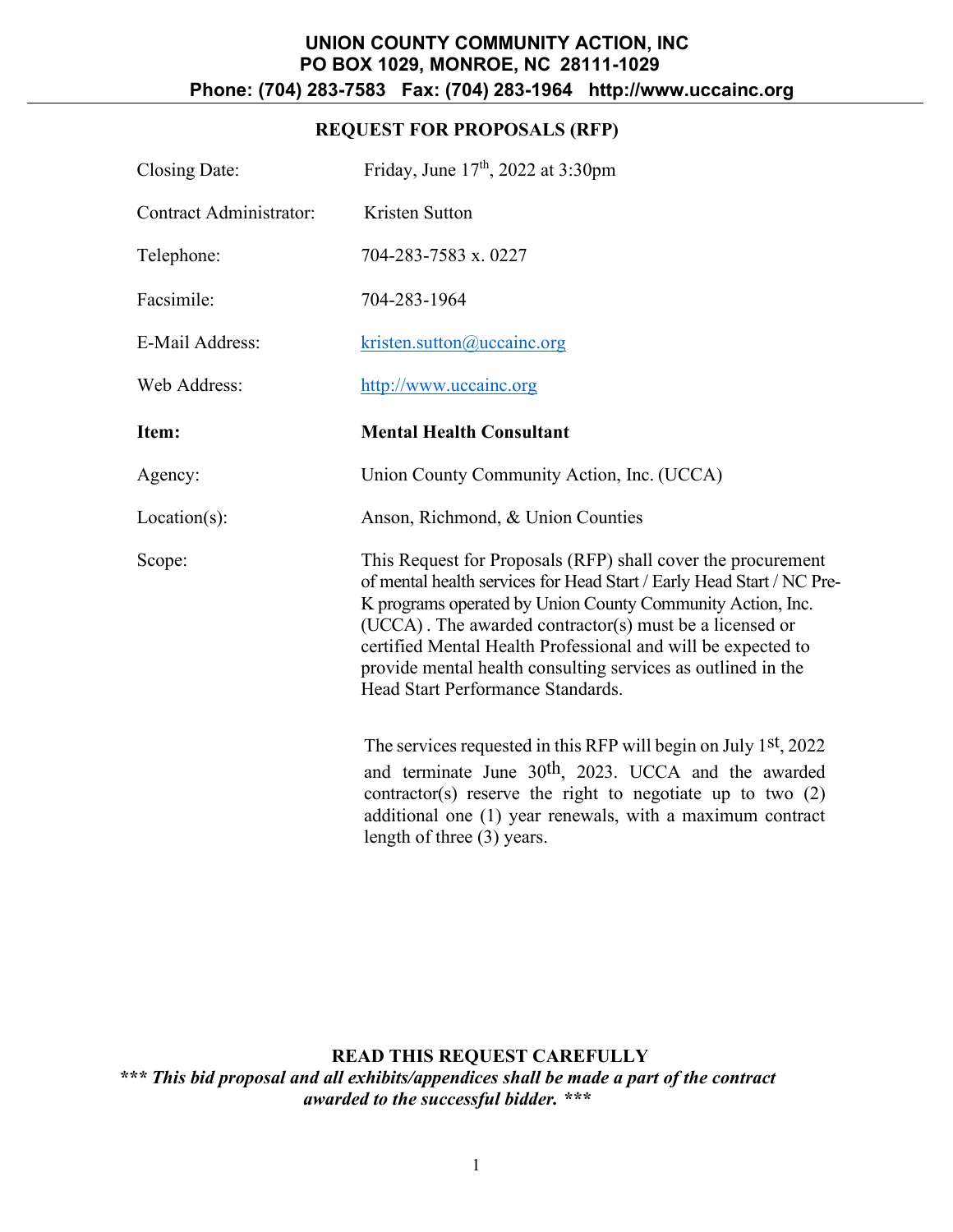**UNION COUNTY COMMUNITY ACTION, INC**
**PO BOX 1029, MONROE, NC 28111-1029**
**Phone: (704) 283-7583 Fax: (704) 283-1964 http://www.uccainc.org**

---

## REQUEST FOR PROPOSALS (RFP)

| | |
|---|---|
| Closing Date: | Friday, June 17th, 2022 at 3:30pm |
| Contract Administrator: | Kristen Sutton |
| Telephone: | 704-283-7583 x. 0227 |
| Facsimile: | 704-283-1964 |
| E-Mail Address: | kristen.sutton@uccainc.org |
| Web Address: | http://www.uccainc.org |
| **Item:** | **Mental Health Consultant** |
| Agency: | Union County Community Action, Inc. (UCCA) |
| Location(s): | Anson, Richmond, & Union Counties |
| Scope: | This Request for Proposals (RFP) shall cover the procurement of mental health services for Head Start / Early Head Start / NC Pre-K programs operated by Union County Community Action, Inc. (UCCA) . The awarded contractor(s) must be a licensed or certified Mental Health Professional and will be expected to provide mental health consulting services as outlined in the Head Start Performance Standards. |

The services requested in this RFP will begin on July 1st, 2022 and terminate June 30th, 2023. UCCA and the awarded contractor(s) reserve the right to negotiate up to two (2) additional one (1) year renewals, with a maximum contract length of three (3) years.

**READ THIS REQUEST CAREFULLY**

***\*\*\* This bid proposal and all exhibits/appendices shall be made a part of the contract awarded to the successful bidder. \*\*\****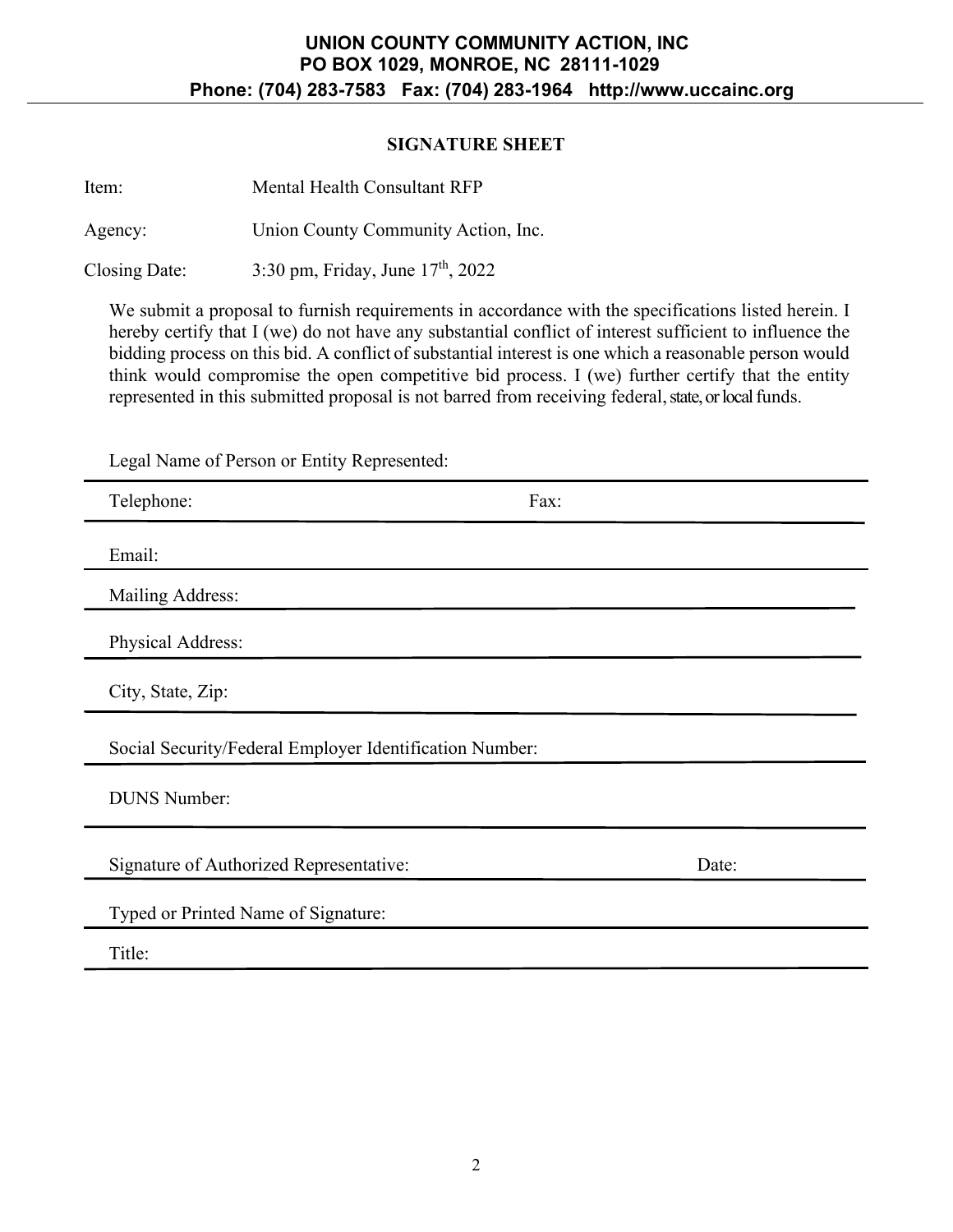**UNION COUNTY COMMUNITY ACTION, INC**
**PO BOX 1029, MONROE, NC 28111-1029**
**Phone: (704) 283-7583 Fax: (704) 283-1964 http://www.uccainc.org**

## SIGNATURE SHEET

Item: Mental Health Consultant RFP

Agency: Union County Community Action, Inc.

Closing Date: 3:30 pm, Friday, June 17th, 2022

We submit a proposal to furnish requirements in accordance with the specifications listed herein. I hereby certify that I (we) do not have any substantial conflict of interest sufficient to influence the bidding process on this bid. A conflict of substantial interest is one which a reasonable person would think would compromise the open competitive bid process. I (we) further certify that the entity represented in this submitted proposal is not barred from receiving federal, state, or local funds.

Legal Name of Person or Entity Represented: ______________________________

Telephone: ______________________ Fax: ______________________

Email: ______________________________

Mailing Address: ______________________________

Physical Address: ______________________________

City, State, Zip: ______________________________

Social Security/Federal Employer Identification Number: ______________________________

DUNS Number: ______________________________

Signature of Authorized Representative: ______________________ Date: ______________

Typed or Printed Name of Signature: ______________________________

Title: ______________________________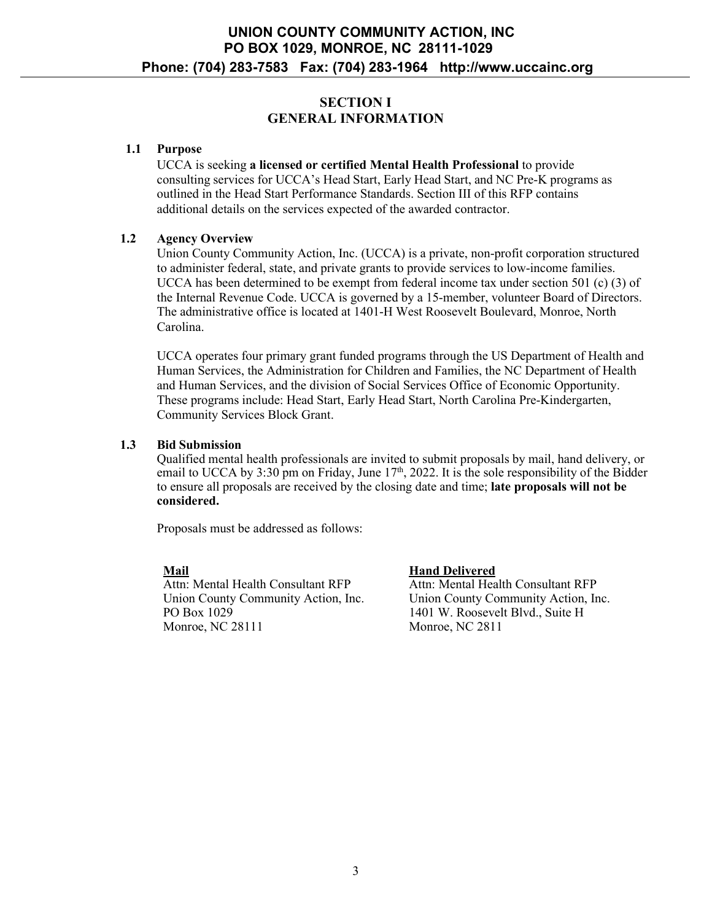# SECTION I
# GENERAL INFORMATION

## 1.1 Purpose

UCCA is seeking **a licensed or certified Mental Health Professional** to provide consulting services for UCCA's Head Start, Early Head Start, and NC Pre-K programs as outlined in the Head Start Performance Standards. Section III of this RFP contains additional details on the services expected of the awarded contractor.

## 1.2 Agency Overview

Union County Community Action, Inc. (UCCA) is a private, non-profit corporation structured to administer federal, state, and private grants to provide services to low-income families. UCCA has been determined to be exempt from federal income tax under section 501 (c) (3) of the Internal Revenue Code. UCCA is governed by a 15-member, volunteer Board of Directors. The administrative office is located at 1401-H West Roosevelt Boulevard, Monroe, North Carolina.

UCCA operates four primary grant funded programs through the US Department of Health and Human Services, the Administration for Children and Families, the NC Department of Health and Human Services, and the division of Social Services Office of Economic Opportunity. These programs include: Head Start, Early Head Start, North Carolina Pre-Kindergarten, Community Services Block Grant.

## 1.3 Bid Submission

Qualified mental health professionals are invited to submit proposals by mail, hand delivery, or email to UCCA by 3:30 pm on Friday, June 17th, 2022. It is the sole responsibility of the Bidder to ensure all proposals are received by the closing date and time; **late proposals will not be considered.**

Proposals must be addressed as follows:

**Mail**

Attn: Mental Health Consultant RFP
Union County Community Action, Inc.
PO Box 1029
Monroe, NC 28111

**Hand Delivered**

Attn: Mental Health Consultant RFP
Union County Community Action, Inc.
1401 W. Roosevelt Blvd., Suite H
Monroe, NC 2811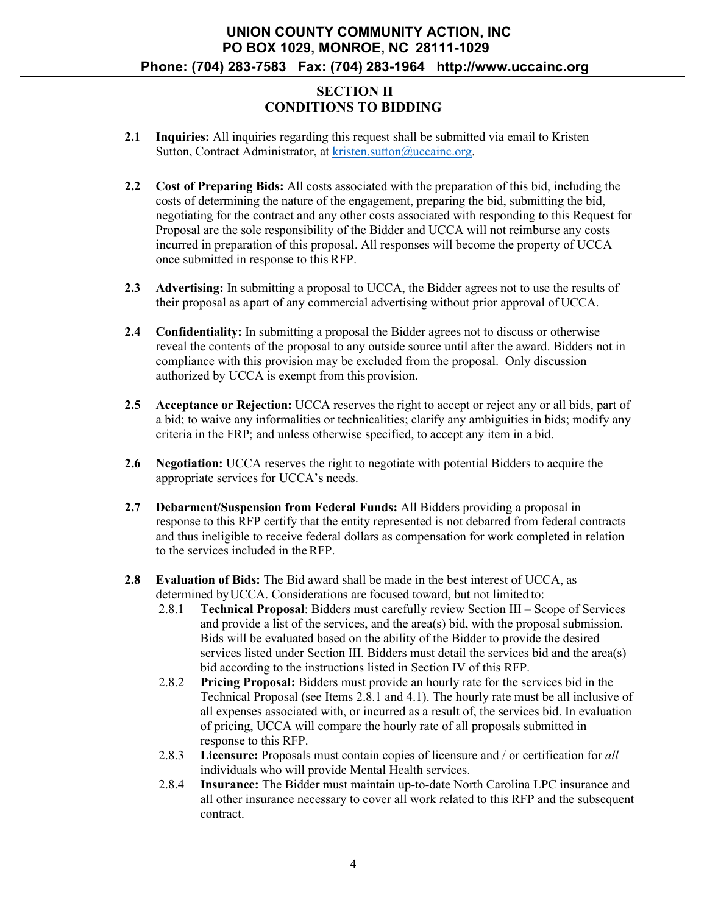## SECTION II
## CONDITIONS TO BIDDING

**2.1 Inquiries:** All inquiries regarding this request shall be submitted via email to Kristen Sutton, Contract Administrator, at kristen.sutton@uccainc.org.

**2.2 Cost of Preparing Bids:** All costs associated with the preparation of this bid, including the costs of determining the nature of the engagement, preparing the bid, submitting the bid, negotiating for the contract and any other costs associated with responding to this Request for Proposal are the sole responsibility of the Bidder and UCCA will not reimburse any costs incurred in preparation of this proposal. All responses will become the property of UCCA once submitted in response to this RFP.

**2.3 Advertising:** In submitting a proposal to UCCA, the Bidder agrees not to use the results of their proposal as apart of any commercial advertising without prior approval of UCCA.

**2.4 Confidentiality:** In submitting a proposal the Bidder agrees not to discuss or otherwise reveal the contents of the proposal to any outside source until after the award. Bidders not in compliance with this provision may be excluded from the proposal. Only discussion authorized by UCCA is exempt from this provision.

**2.5 Acceptance or Rejection:** UCCA reserves the right to accept or reject any or all bids, part of a bid; to waive any informalities or technicalities; clarify any ambiguities in bids; modify any criteria in the FRP; and unless otherwise specified, to accept any item in a bid.

**2.6 Negotiation:** UCCA reserves the right to negotiate with potential Bidders to acquire the appropriate services for UCCA's needs.

**2.7 Debarment/Suspension from Federal Funds:** All Bidders providing a proposal in response to this RFP certify that the entity represented is not debarred from federal contracts and thus ineligible to receive federal dollars as compensation for work completed in relation to the services included in the RFP.

**2.8 Evaluation of Bids:** The Bid award shall be made in the best interest of UCCA, as determined by UCCA. Considerations are focused toward, but not limited to:

- 2.8.1 **Technical Proposal**: Bidders must carefully review Section III – Scope of Services and provide a list of the services, and the area(s) bid, with the proposal submission. Bids will be evaluated based on the ability of the Bidder to provide the desired services listed under Section III. Bidders must detail the services bid and the area(s) bid according to the instructions listed in Section IV of this RFP.
- 2.8.2 **Pricing Proposal:** Bidders must provide an hourly rate for the services bid in the Technical Proposal (see Items 2.8.1 and 4.1). The hourly rate must be all inclusive of all expenses associated with, or incurred as a result of, the services bid. In evaluation of pricing, UCCA will compare the hourly rate of all proposals submitted in response to this RFP.
- 2.8.3 **Licensure:** Proposals must contain copies of licensure and / or certification for *all* individuals who will provide Mental Health services.
- 2.8.4 **Insurance:** The Bidder must maintain up-to-date North Carolina LPC insurance and all other insurance necessary to cover all work related to this RFP and the subsequent contract.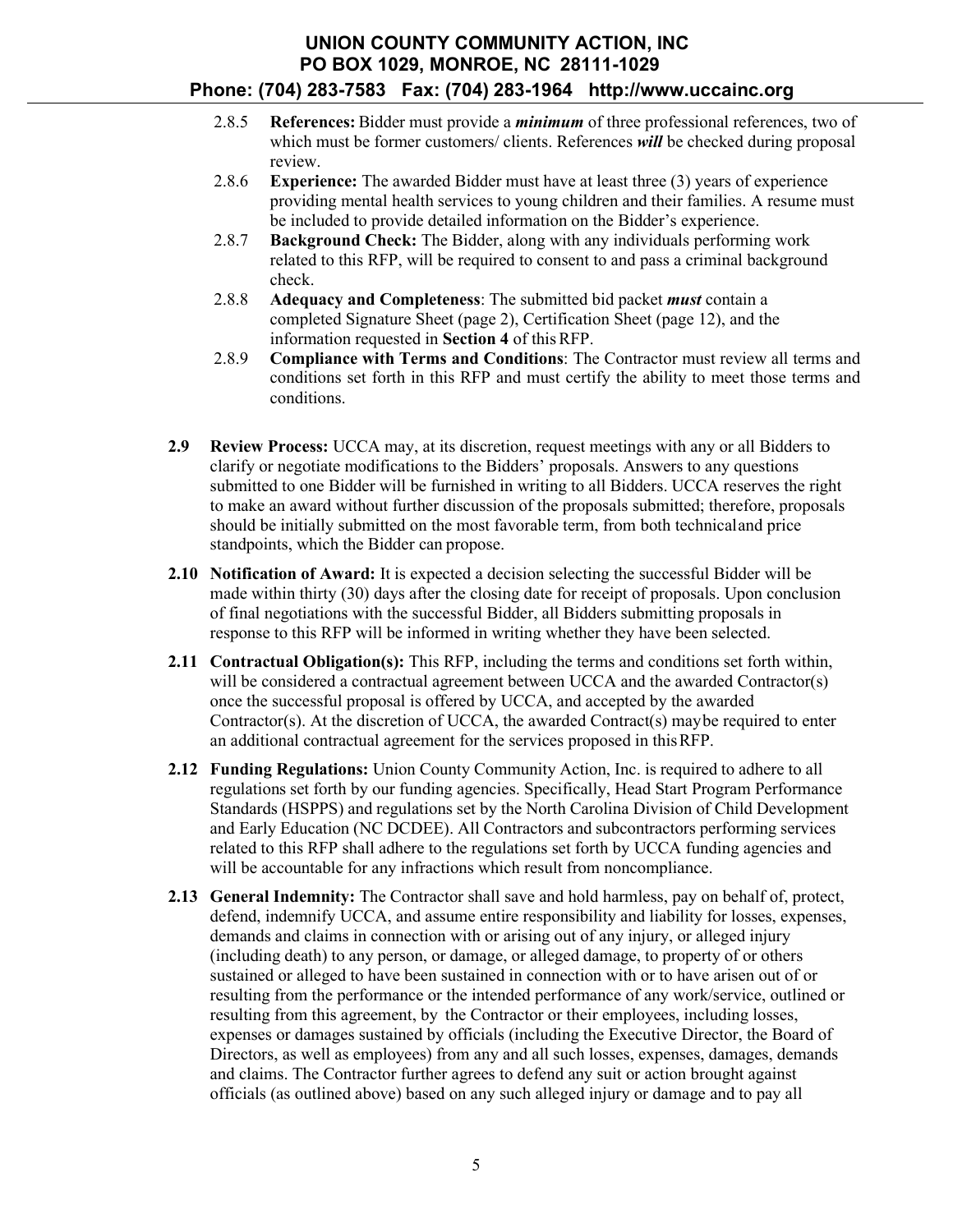2.8.5 **References:** Bidder must provide a ***minimum*** of three professional references, two of which must be former customers/ clients. References ***will*** be checked during proposal review.

2.8.6 **Experience:** The awarded Bidder must have at least three (3) years of experience providing mental health services to young children and their families. A resume must be included to provide detailed information on the Bidder's experience.

2.8.7 **Background Check:** The Bidder, along with any individuals performing work related to this RFP, will be required to consent to and pass a criminal background check.

2.8.8 **Adequacy and Completeness**: The submitted bid packet ***must*** contain a completed Signature Sheet (page 2), Certification Sheet (page 12), and the information requested in **Section 4** of this RFP.

2.8.9 **Compliance with Terms and Conditions**: The Contractor must review all terms and conditions set forth in this RFP and must certify the ability to meet those terms and conditions.

**2.9 Review Process:** UCCA may, at its discretion, request meetings with any or all Bidders to clarify or negotiate modifications to the Bidders' proposals. Answers to any questions submitted to one Bidder will be furnished in writing to all Bidders. UCCA reserves the right to make an award without further discussion of the proposals submitted; therefore, proposals should be initially submitted on the most favorable term, from both technical and price standpoints, which the Bidder can propose.

**2.10 Notification of Award:** It is expected a decision selecting the successful Bidder will be made within thirty (30) days after the closing date for receipt of proposals. Upon conclusion of final negotiations with the successful Bidder, all Bidders submitting proposals in response to this RFP will be informed in writing whether they have been selected.

**2.11 Contractual Obligation(s):** This RFP, including the terms and conditions set forth within, will be considered a contractual agreement between UCCA and the awarded Contractor(s) once the successful proposal is offered by UCCA, and accepted by the awarded Contractor(s). At the discretion of UCCA, the awarded Contract(s) may be required to enter an additional contractual agreement for the services proposed in this RFP.

**2.12 Funding Regulations:** Union County Community Action, Inc. is required to adhere to all regulations set forth by our funding agencies. Specifically, Head Start Program Performance Standards (HSPPS) and regulations set by the North Carolina Division of Child Development and Early Education (NC DCDEE). All Contractors and subcontractors performing services related to this RFP shall adhere to the regulations set forth by UCCA funding agencies and will be accountable for any infractions which result from noncompliance.

**2.13 General Indemnity:** The Contractor shall save and hold harmless, pay on behalf of, protect, defend, indemnify UCCA, and assume entire responsibility and liability for losses, expenses, demands and claims in connection with or arising out of any injury, or alleged injury (including death) to any person, or damage, or alleged damage, to property of or others sustained or alleged to have been sustained in connection with or to have arisen out of or resulting from the performance or the intended performance of any work/service, outlined or resulting from this agreement, by the Contractor or their employees, including losses, expenses or damages sustained by officials (including the Executive Director, the Board of Directors, as well as employees) from any and all such losses, expenses, damages, demands and claims. The Contractor further agrees to defend any suit or action brought against officials (as outlined above) based on any such alleged injury or damage and to pay all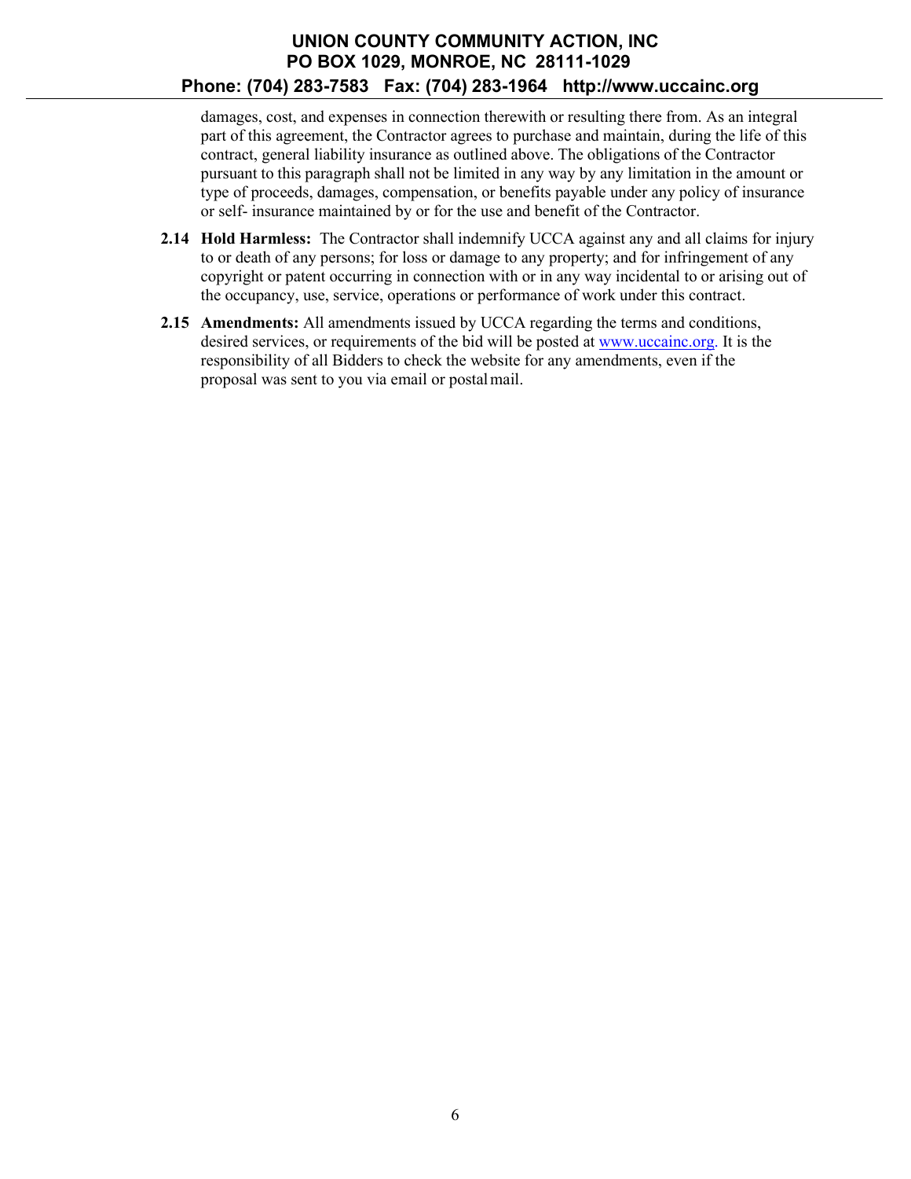damages, cost, and expenses in connection therewith or resulting there from. As an integral part of this agreement, the Contractor agrees to purchase and maintain, during the life of this contract, general liability insurance as outlined above. The obligations of the Contractor pursuant to this paragraph shall not be limited in any way by any limitation in the amount or type of proceeds, damages, compensation, or benefits payable under any policy of insurance or self- insurance maintained by or for the use and benefit of the Contractor.

**2.14 Hold Harmless:** The Contractor shall indemnify UCCA against any and all claims for injury to or death of any persons; for loss or damage to any property; and for infringement of any copyright or patent occurring in connection with or in any way incidental to or arising out of the occupancy, use, service, operations or performance of work under this contract.

**2.15 Amendments:** All amendments issued by UCCA regarding the terms and conditions, desired services, or requirements of the bid will be posted at [www.uccainc.org](http://www.uccainc.org). It is the responsibility of all Bidders to check the website for any amendments, even if the proposal was sent to you via email or postal mail.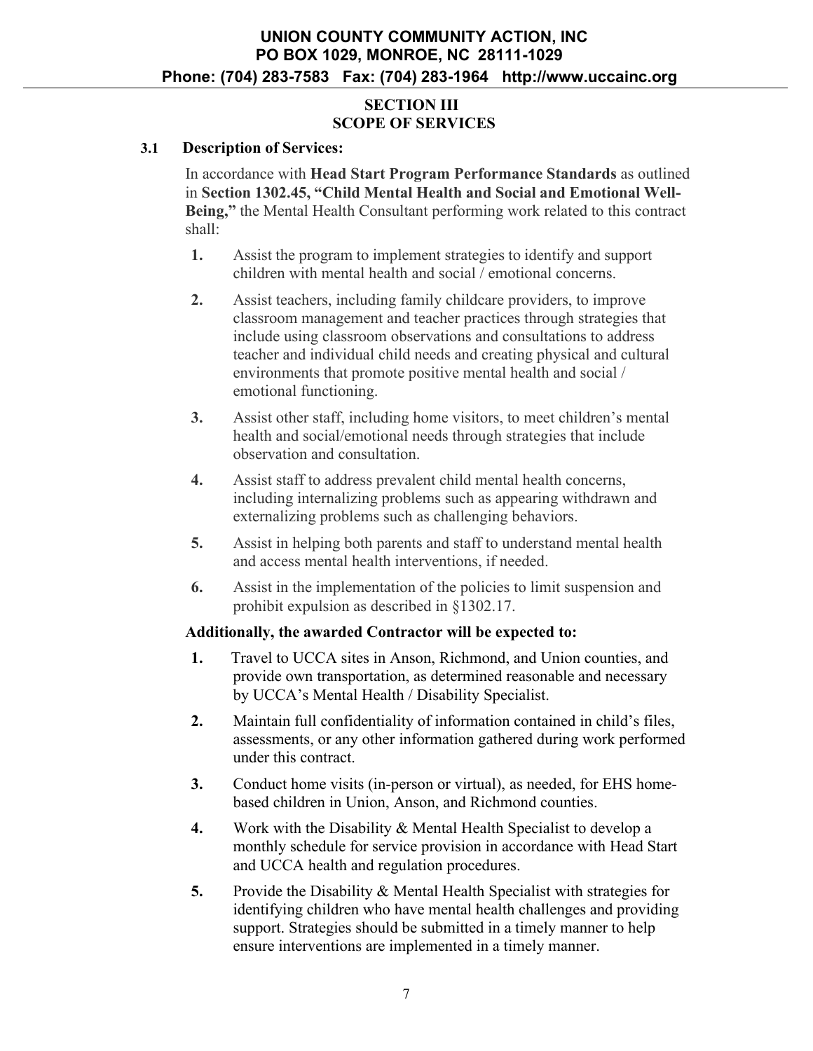## SECTION III
## SCOPE OF SERVICES

### 3.1 Description of Services:

In accordance with **Head Start Program Performance Standards** as outlined in **Section 1302.45, "Child Mental Health and Social and Emotional Well-Being,"** the Mental Health Consultant performing work related to this contract shall:

1. Assist the program to implement strategies to identify and support children with mental health and social / emotional concerns.
2. Assist teachers, including family childcare providers, to improve classroom management and teacher practices through strategies that include using classroom observations and consultations to address teacher and individual child needs and creating physical and cultural environments that promote positive mental health and social / emotional functioning.
3. Assist other staff, including home visitors, to meet children's mental health and social/emotional needs through strategies that include observation and consultation.
4. Assist staff to address prevalent child mental health concerns, including internalizing problems such as appearing withdrawn and externalizing problems such as challenging behaviors.
5. Assist in helping both parents and staff to understand mental health and access mental health interventions, if needed.
6. Assist in the implementation of the policies to limit suspension and prohibit expulsion as described in §1302.17.

**Additionally, the awarded Contractor will be expected to:**

1. Travel to UCCA sites in Anson, Richmond, and Union counties, and provide own transportation, as determined reasonable and necessary by UCCA's Mental Health / Disability Specialist.
2. Maintain full confidentiality of information contained in child's files, assessments, or any other information gathered during work performed under this contract.
3. Conduct home visits (in-person or virtual), as needed, for EHS home-based children in Union, Anson, and Richmond counties.
4. Work with the Disability & Mental Health Specialist to develop a monthly schedule for service provision in accordance with Head Start and UCCA health and regulation procedures.
5. Provide the Disability & Mental Health Specialist with strategies for identifying children who have mental health challenges and providing support. Strategies should be submitted in a timely manner to help ensure interventions are implemented in a timely manner.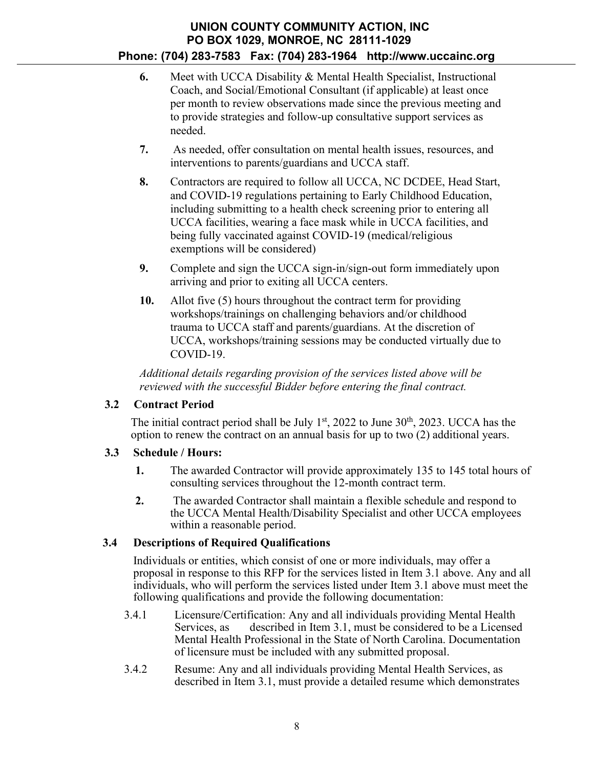6. Meet with UCCA Disability & Mental Health Specialist, Instructional Coach, and Social/Emotional Consultant (if applicable) at least once per month to review observations made since the previous meeting and to provide strategies and follow-up consultative support services as needed.
7. As needed, offer consultation on mental health issues, resources, and interventions to parents/guardians and UCCA staff.
8. Contractors are required to follow all UCCA, NC DCDEE, Head Start, and COVID-19 regulations pertaining to Early Childhood Education, including submitting to a health check screening prior to entering all UCCA facilities, wearing a face mask while in UCCA facilities, and being fully vaccinated against COVID-19 (medical/religious exemptions will be considered)
9. Complete and sign the UCCA sign-in/sign-out form immediately upon arriving and prior to exiting all UCCA centers.
10. Allot five (5) hours throughout the contract term for providing workshops/trainings on challenging behaviors and/or childhood trauma to UCCA staff and parents/guardians. At the discretion of UCCA, workshops/training sessions may be conducted virtually due to COVID-19.

*Additional details regarding provision of the services listed above will be reviewed with the successful Bidder before entering the final contract.*

### 3.2 Contract Period

The initial contract period shall be July 1st, 2022 to June 30th, 2023. UCCA has the option to renew the contract on an annual basis for up to two (2) additional years.

### 3.3 Schedule / Hours:

1. The awarded Contractor will provide approximately 135 to 145 total hours of consulting services throughout the 12-month contract term.
2. The awarded Contractor shall maintain a flexible schedule and respond to the UCCA Mental Health/Disability Specialist and other UCCA employees within a reasonable period.

### 3.4 Descriptions of Required Qualifications

Individuals or entities, which consist of one or more individuals, may offer a proposal in response to this RFP for the services listed in Item 3.1 above. Any and all individuals, who will perform the services listed under Item 3.1 above must meet the following qualifications and provide the following documentation:

3.4.1 Licensure/Certification: Any and all individuals providing Mental Health Services, as described in Item 3.1, must be considered to be a Licensed Mental Health Professional in the State of North Carolina. Documentation of licensure must be included with any submitted proposal.

3.4.2 Resume: Any and all individuals providing Mental Health Services, as described in Item 3.1, must provide a detailed resume which demonstrates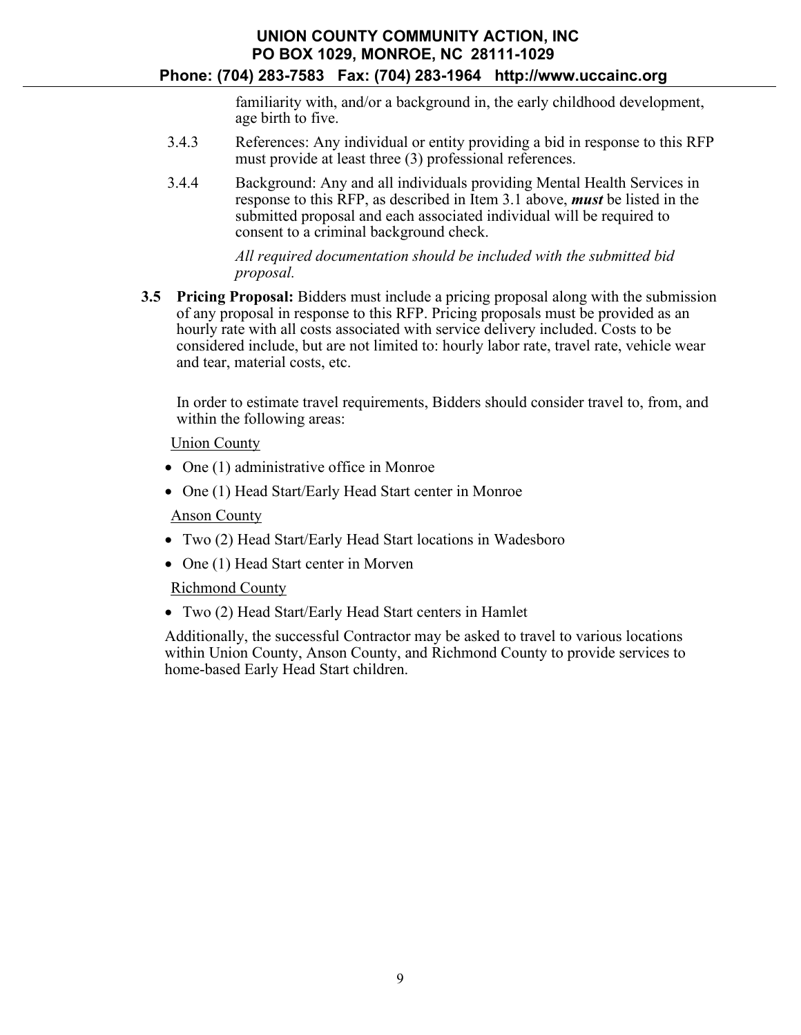familiarity with, and/or a background in, the early childhood development, age birth to five.

3.4.3 References: Any individual or entity providing a bid in response to this RFP must provide at least three (3) professional references.

3.4.4 Background: Any and all individuals providing Mental Health Services in response to this RFP, as described in Item 3.1 above, ***must*** be listed in the submitted proposal and each associated individual will be required to consent to a criminal background check.

*All required documentation should be included with the submitted bid proposal.*

**3.5 Pricing Proposal:** Bidders must include a pricing proposal along with the submission of any proposal in response to this RFP. Pricing proposals must be provided as an hourly rate with all costs associated with service delivery included. Costs to be considered include, but are not limited to: hourly labor rate, travel rate, vehicle wear and tear, material costs, etc.

In order to estimate travel requirements, Bidders should consider travel to, from, and within the following areas:

<u>Union County</u>

- One (1) administrative office in Monroe
- One (1) Head Start/Early Head Start center in Monroe

<u>Anson County</u>

- Two (2) Head Start/Early Head Start locations in Wadesboro
- One (1) Head Start center in Morven

<u>Richmond County</u>

- Two (2) Head Start/Early Head Start centers in Hamlet

Additionally, the successful Contractor may be asked to travel to various locations within Union County, Anson County, and Richmond County to provide services to home-based Early Head Start children.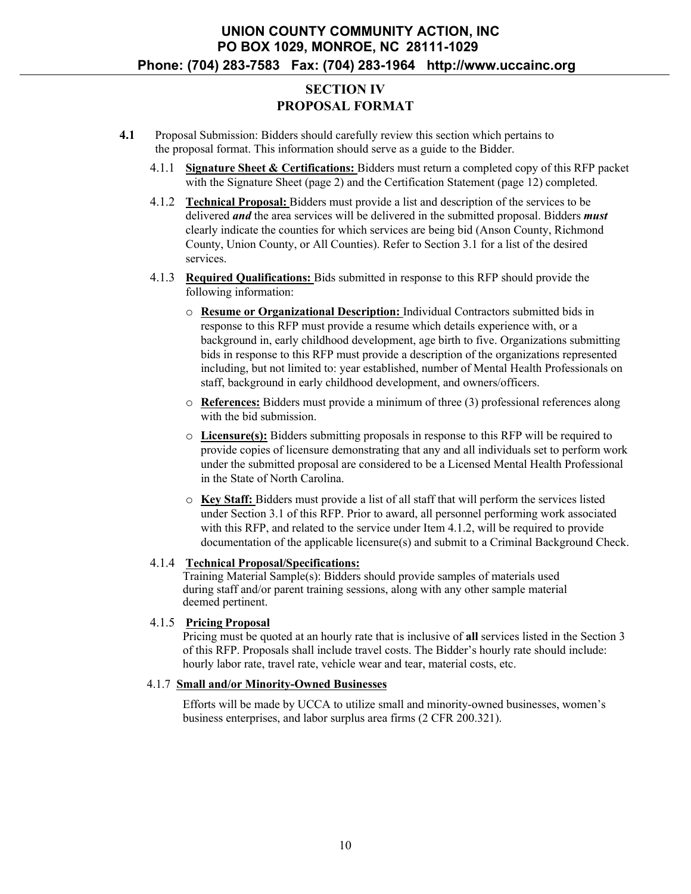# SECTION IV
# PROPOSAL FORMAT

**4.1** Proposal Submission: Bidders should carefully review this section which pertains to the proposal format. This information should serve as a guide to the Bidder.

4.1.1 **Signature Sheet & Certifications:** Bidders must return a completed copy of this RFP packet with the Signature Sheet (page 2) and the Certification Statement (page 12) completed.

4.1.2 **Technical Proposal:** Bidders must provide a list and description of the services to be delivered ***and*** the area services will be delivered in the submitted proposal. Bidders ***must*** clearly indicate the counties for which services are being bid (Anson County, Richmond County, Union County, or All Counties). Refer to Section 3.1 for a list of the desired services.

4.1.3 **Required Qualifications:** Bids submitted in response to this RFP should provide the following information:

- **Resume or Organizational Description:** Individual Contractors submitted bids in response to this RFP must provide a resume which details experience with, or a background in, early childhood development, age birth to five. Organizations submitting bids in response to this RFP must provide a description of the organizations represented including, but not limited to: year established, number of Mental Health Professionals on staff, background in early childhood development, and owners/officers.
- **References:** Bidders must provide a minimum of three (3) professional references along with the bid submission.
- **Licensure(s):** Bidders submitting proposals in response to this RFP will be required to provide copies of licensure demonstrating that any and all individuals set to perform work under the submitted proposal are considered to be a Licensed Mental Health Professional in the State of North Carolina.
- **Key Staff:** Bidders must provide a list of all staff that will perform the services listed under Section 3.1 of this RFP. Prior to award, all personnel performing work associated with this RFP, and related to the service under Item 4.1.2, will be required to provide documentation of the applicable licensure(s) and submit to a Criminal Background Check.

4.1.4 **Technical Proposal/Specifications:**
Training Material Sample(s): Bidders should provide samples of materials used during staff and/or parent training sessions, along with any other sample material deemed pertinent.

4.1.5 **Pricing Proposal**
Pricing must be quoted at an hourly rate that is inclusive of **all** services listed in the Section 3 of this RFP. Proposals shall include travel costs. The Bidder's hourly rate should include: hourly labor rate, travel rate, vehicle wear and tear, material costs, etc.

4.1.7 **Small and/or Minority-Owned Businesses**

Efforts will be made by UCCA to utilize small and minority-owned businesses, women's business enterprises, and labor surplus area firms (2 CFR 200.321).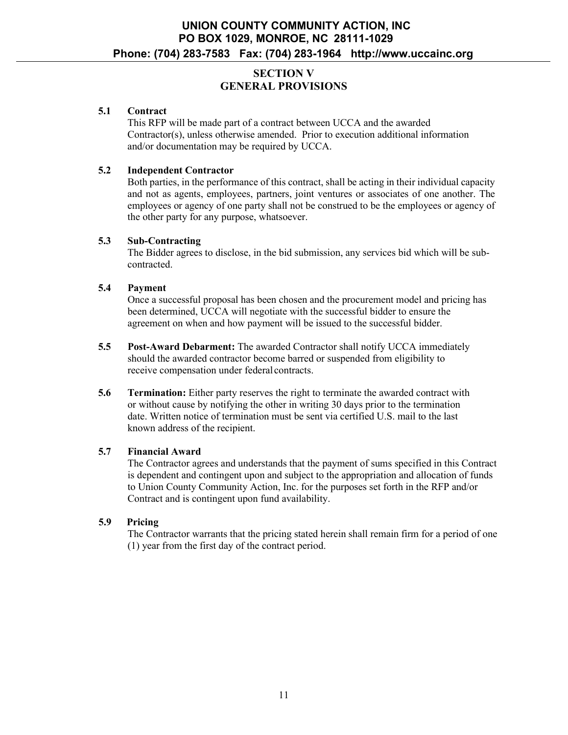## SECTION V
## GENERAL PROVISIONS

**5.1 Contract**

This RFP will be made part of a contract between UCCA and the awarded Contractor(s), unless otherwise amended. Prior to execution additional information and/or documentation may be required by UCCA.

**5.2 Independent Contractor**

Both parties, in the performance of this contract, shall be acting in their individual capacity and not as agents, employees, partners, joint ventures or associates of one another. The employees or agency of one party shall not be construed to be the employees or agency of the other party for any purpose, whatsoever.

**5.3 Sub-Contracting**

The Bidder agrees to disclose, in the bid submission, any services bid which will be sub-contracted.

**5.4 Payment**

Once a successful proposal has been chosen and the procurement model and pricing has been determined, UCCA will negotiate with the successful bidder to ensure the agreement on when and how payment will be issued to the successful bidder.

**5.5 Post-Award Debarment:** The awarded Contractor shall notify UCCA immediately should the awarded contractor become barred or suspended from eligibility to receive compensation under federal contracts.

**5.6 Termination:** Either party reserves the right to terminate the awarded contract with or without cause by notifying the other in writing 30 days prior to the termination date. Written notice of termination must be sent via certified U.S. mail to the last known address of the recipient.

**5.7 Financial Award**

The Contractor agrees and understands that the payment of sums specified in this Contract is dependent and contingent upon and subject to the appropriation and allocation of funds to Union County Community Action, Inc. for the purposes set forth in the RFP and/or Contract and is contingent upon fund availability.

**5.9 Pricing**

The Contractor warrants that the pricing stated herein shall remain firm for a period of one (1) year from the first day of the contract period.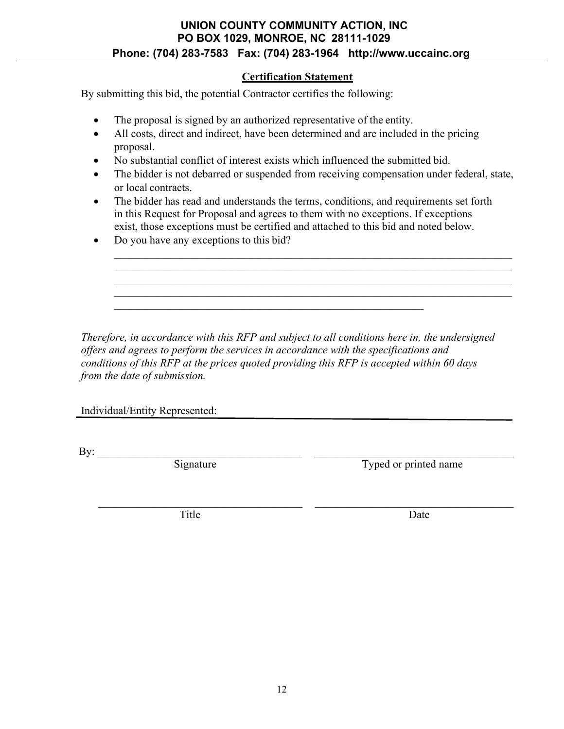**UNION COUNTY COMMUNITY ACTION, INC**
**PO BOX 1029, MONROE, NC 28111-1029**
**Phone: (704) 283-7583 Fax: (704) 283-1964 http://www.uccainc.org**

## Certification Statement

By submitting this bid, the potential Contractor certifies the following:

- The proposal is signed by an authorized representative of the entity.
- All costs, direct and indirect, have been determined and are included in the pricing proposal.
- No substantial conflict of interest exists which influenced the submitted bid.
- The bidder is not debarred or suspended from receiving compensation under federal, state, or local contracts.
- The bidder has read and understands the terms, conditions, and requirements set forth in this Request for Proposal and agrees to them with no exceptions. If exceptions exist, those exceptions must be certified and attached to this bid and noted below.
- Do you have any exceptions to this bid?

  ______________________________________________________________________________
  ______________________________________________________________________________
  ______________________________________________________________________________
  ______________________________________________________________________________
  ____________________________________________________________

*Therefore, in accordance with this RFP and subject to all conditions here in, the undersigned offers and agrees to perform the services in accordance with the specifications and conditions of this RFP at the prices quoted providing this RFP is accepted within 60 days from the date of submission.*

Individual/Entity Represented: ____________________________________________

By: ______________________________ ______________________________

Signature Typed or printed name

______________________________ ______________________________

Title Date